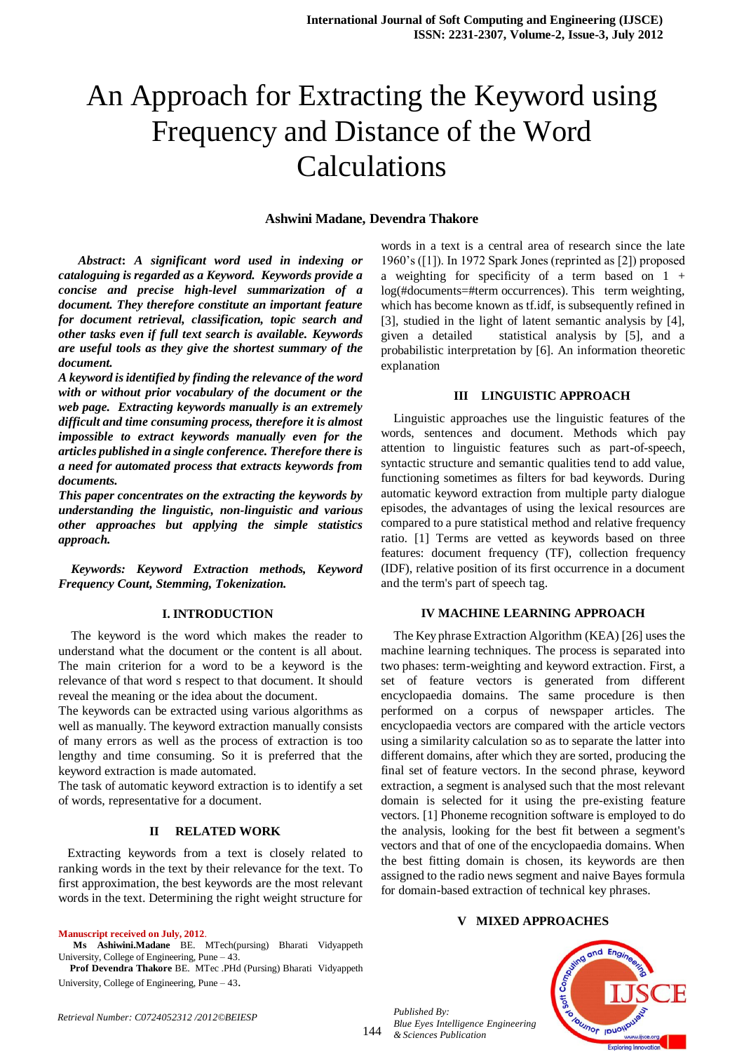# An Approach for Extracting the Keyword using Frequency and Distance of the Word Calculations

**Ashwini Madane, Devendra Thakore**

***Abstract*: *A significant word used in indexing or cataloguing is regarded as a Keyword. Keywords provide a concise and precise high-level summarization of a document. They therefore constitute an important feature for document retrieval, classification, topic search and other tasks even if full text search is available. Keywords are useful tools as they give the shortest summary of the document.***

***A keyword is identified by finding the relevance of the word with or without prior vocabulary of the document or the web page. Extracting keywords manually is an extremely difficult and time consuming process, therefore it is almost impossible to extract keywords manually even for the articles published in a single conference. Therefore there is a need for automated process that extracts keywords from documents.***

***This paper concentrates on the extracting the keywords by understanding the linguistic, non-linguistic and various other approaches but applying the simple statistics approach.***

***Keywords: Keyword Extraction methods, Keyword Frequency Count, Stemming, Tokenization.***

## I. INTRODUCTION

The keyword is the word which makes the reader to understand what the document or the content is all about. The main criterion for a word to be a keyword is the relevance of that word s respect to that document. It should reveal the meaning or the idea about the document.

The keywords can be extracted using various algorithms as well as manually. The keyword extraction manually consists of many errors as well as the process of extraction is too lengthy and time consuming. So it is preferred that the keyword extraction is made automated.

The task of automatic keyword extraction is to identify a set of words, representative for a document.

## II RELATED WORK

Extracting keywords from a text is closely related to ranking words in the text by their relevance for the text. To first approximation, the best keywords are the most relevant words in the text. Determining the right weight structure for words in a text is a central area of research since the late 1960's ([1]). In 1972 Spark Jones (reprinted as [2]) proposed a weighting for specificity of a term based on 1 + log(#documents=#term occurrences). This term weighting, which has become known as tf.idf, is subsequently refined in [3], studied in the light of latent semantic analysis by [4], given a detailed statistical analysis by [5], and a probabilistic interpretation by [6]. An information theoretic explanation

## III LINGUISTIC APPROACH

Linguistic approaches use the linguistic features of the words, sentences and document. Methods which pay attention to linguistic features such as part-of-speech, syntactic structure and semantic qualities tend to add value, functioning sometimes as filters for bad keywords. During automatic keyword extraction from multiple party dialogue episodes, the advantages of using the lexical resources are compared to a pure statistical method and relative frequency ratio. [1] Terms are vetted as keywords based on three features: document frequency (TF), collection frequency (IDF), relative position of its first occurrence in a document and the term's part of speech tag.

## IV MACHINE LEARNING APPROACH

The Key phrase Extraction Algorithm (KEA) [26] uses the machine learning techniques. The process is separated into two phases: term-weighting and keyword extraction. First, a set of feature vectors is generated from different encyclopaedia domains. The same procedure is then performed on a corpus of newspaper articles. The encyclopaedia vectors are compared with the article vectors using a similarity calculation so as to separate the latter into different domains, after which they are sorted, producing the final set of feature vectors. In the second phrase, keyword extraction, a segment is analysed such that the most relevant domain is selected for it using the pre-existing feature vectors. [1] Phoneme recognition software is employed to do the analysis, looking for the best fit between a segment's vectors and that of one of the encyclopaedia domains. When the best fitting domain is chosen, its keywords are then assigned to the radio news segment and naive Bayes formula for domain-based extraction of technical key phrases.

## V MIXED APPROACHES

**Manuscript received on July, 2012**.

**Ms Ashiwini.Madane** BE. MTech(pursing) Bharati Vidyappeth University, College of Engineering, Pune – 43.

**Prof Devendra Thakore** BE. MTec .PHd (Pursing) Bharati Vidyappeth University, College of Engineering, Pune – 43.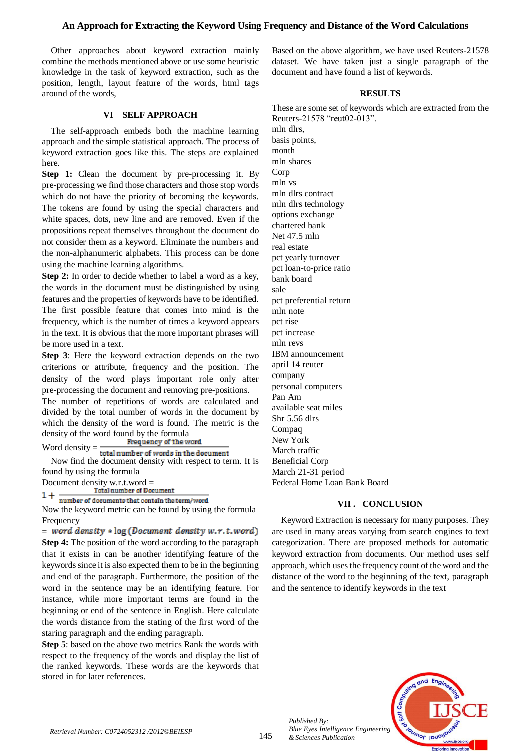Other approaches about keyword extraction mainly combine the methods mentioned above or use some heuristic knowledge in the task of keyword extraction, such as the position, length, layout feature of the words, html tags around of the words,

## VI SELF APPROACH

The self-approach embeds both the machine learning approach and the simple statistical approach. The process of keyword extraction goes like this. The steps are explained here.

**Step 1:** Clean the document by pre-processing it. By pre-processing we find those characters and those stop words which do not have the priority of becoming the keywords. The tokens are found by using the special characters and white spaces, dots, new line and are removed. Even if the propositions repeat themselves throughout the document do not consider them as a keyword. Eliminate the numbers and the non-alphanumeric alphabets. This process can be done using the machine learning algorithms.

**Step 2:** In order to decide whether to label a word as a key, the words in the document must be distinguished by using features and the properties of keywords have to be identified. The first possible feature that comes into mind is the frequency, which is the number of times a keyword appears in the text. It is obvious that the more important phrases will be more used in a text.

**Step 3**: Here the keyword extraction depends on the two criterions or attribute, frequency and the position. The density of the word plays important role only after pre-processing the document and removing pre-positions.

The number of repetitions of words are calculated and divided by the total number of words in the document by which the density of the word is found. The metric is the density of the word found by the formula

$$\text{Word density} = \frac{\text{Frequency of the word}}{\text{total number of words in the document}}$$

Now find the document density with respect to term. It is found by using the formula

$$\text{Document density w.r.t.word} = 1 + \frac{\text{Total number of Document}}{\text{number of documents that contain the term/word}}$$

Now the keyword metric can be found by using the formula

$$\text{Frequency} = \textit{word density} * \log(\textit{Document density w.r.t.word})$$

**Step 4:** The position of the word according to the paragraph that it exists in can be another identifying feature of the keywords since it is also expected them to be in the beginning and end of the paragraph. Furthermore, the position of the word in the sentence may be an identifying feature. For instance, while more important terms are found in the beginning or end of the sentence in English. Here calculate the words distance from the stating of the first word of the staring paragraph and the ending paragraph.

**Step 5**: based on the above two metrics Rank the words with respect to the frequency of the words and display the list of the ranked keywords. These words are the keywords that stored in for later references.

Based on the above algorithm, we have used Reuters-21578 dataset. We have taken just a single paragraph of the document and have found a list of keywords.

## RESULTS

These are some set of keywords which are extracted from the Reuters-21578 “reut02-013”.

mln dlrs,
basis points,
month
mln shares
Corp
mln vs
mln dlrs contract
mln dlrs technology
options exchange
chartered bank
Net 47.5 mln
real estate
pct yearly turnover
pct loan-to-price ratio
bank board
sale
pct preferential return
mln note
pct rise
pct increase
mln revs
IBM announcement
april 14 reuter
company
personal computers
Pan Am
available seat miles
Shr 5.56 dlrs
Compaq
New York
March traffic
Beneficial Corp
March 21-31 period
Federal Home Loan Bank Board

## VII . CONCLUSION

Keyword Extraction is necessary for many purposes. They are used in many areas varying from search engines to text categorization. There are proposed methods for automatic keyword extraction from documents. Our method uses self approach, which uses the frequency count of the word and the distance of the word to the beginning of the text, paragraph and the sentence to identify keywords in the text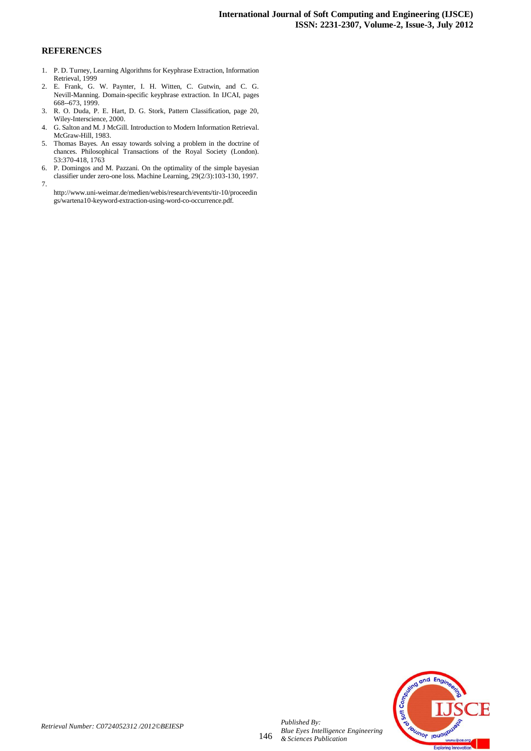## REFERENCES

1. P. D. Turney, Learning Algorithms for Keyphrase Extraction, Information Retrieval, 1999
2. E. Frank, G. W. Paynter, I. H. Witten, C. Gutwin, and C. G. Nevill-Manning. Domain-specific keyphrase extraction. In IJCAI, pages 668--673, 1999.
3. R. O. Duda, P. E. Hart, D. G. Stork, Pattern Classification, page 20, Wiley-Interscience, 2000.
4. G. Salton and M. J McGill. Introduction to Modern Information Retrieval. McGraw-Hill, 1983.
5. Thomas Bayes. An essay towards solving a problem in the doctrine of chances. Philosophical Transactions of the Royal Society (London). 53:370-418, 1763
6. P. Domingos and M. Pazzani. On the optimality of the simple bayesian classifier under zero-one loss. Machine Learning, 29(2/3):103-130, 1997.
7. http://www.uni-weimar.de/medien/webis/research/events/tir-10/proceedings/wartena10-keyword-extraction-using-word-co-occurrence.pdf.